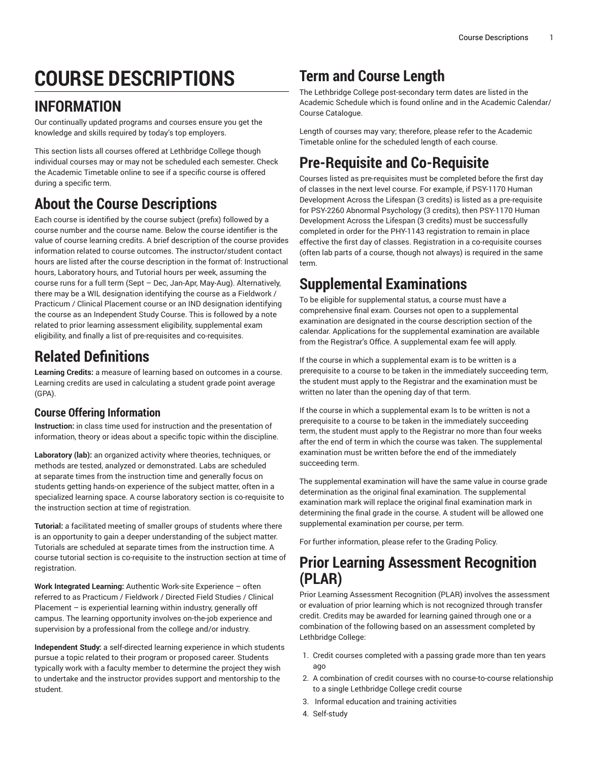# COURSE DESCRIPTIONS

## INFORMATION

Our continually updated programs and courses ensure you get the knowledge and skills required by today's top employers.

This section lists all courses offered at Lethbridge College though individual courses may or may not be scheduled each semester. Check the Academic Timetable online to see if a specific course is offered during a specific term.

## About the Course Descriptions

Each course is identified by the course subject (prefix) followed by a course number and the course name. Below the course identifier is the value of course learning credits. A brief description of the course provides information related to course outcomes. The instructor/student contact hours are listed after the course description in the format of: Instructional hours, Laboratory hours, and Tutorial hours per week, assuming the course runs for a full term (Sept – Dec, Jan-Apr, May-Aug). Alternatively, there may be a WIL designation identifying the course as a Fieldwork / Practicum / Clinical Placement course or an IND designation identifying the course as an Independent Study Course. This is followed by a note related to prior learning assessment eligibility, supplemental exam eligibility, and finally a list of pre-requisites and co-requisites.

## Related Definitions

**Learning Credits:** a measure of learning based on outcomes in a course. Learning credits are used in calculating a student grade point average (GPA).

### Course Offering Information

**Instruction:** in class time used for instruction and the presentation of information, theory or ideas about a specific topic within the discipline.

**Laboratory (lab):** an organized activity where theories, techniques, or methods are tested, analyzed or demonstrated. Labs are scheduled at separate times from the instruction time and generally focus on students getting hands-on experience of the subject matter, often in a specialized learning space. A course laboratory section is co-requisite to the instruction section at time of registration.

**Tutorial:** a facilitated meeting of smaller groups of students where there is an opportunity to gain a deeper understanding of the subject matter. Tutorials are scheduled at separate times from the instruction time. A course tutorial section is co-requisite to the instruction section at time of registration.

**Work Integrated Learning:** Authentic Work-site Experience – often referred to as Practicum / Fieldwork / Directed Field Studies / Clinical Placement – is experiential learning within industry, generally off campus. The learning opportunity involves on-the-job experience and supervision by a professional from the college and/or industry.

**Independent Study:** a self-directed learning experience in which students pursue a topic related to their program or proposed career. Students typically work with a faculty member to determine the project they wish to undertake and the instructor provides support and mentorship to the student.

## Term and Course Length

The Lethbridge College post-secondary term dates are listed in the Academic Schedule which is found online and in the Academic Calendar/ Course Catalogue.

Length of courses may vary; therefore, please refer to the Academic Timetable online for the scheduled length of each course.

## Pre-Requisite and Co-Requisite

Courses listed as pre-requisites must be completed before the first day of classes in the next level course. For example, if PSY-1170 Human Development Across the Lifespan (3 credits) is listed as a pre-requisite for PSY-2260 Abnormal Psychology (3 credits), then PSY-1170 Human Development Across the Lifespan (3 credits) must be successfully completed in order for the PHY-1143 registration to remain in place effective the first day of classes. Registration in a co-requisite courses (often lab parts of a course, though not always) is required in the same term.

## Supplemental Examinations

To be eligible for supplemental status, a course must have a comprehensive final exam. Courses not open to a supplemental examination are designated in the course description section of the calendar. Applications for the supplemental examination are available from the Registrar's Office. A supplemental exam fee will apply.

If the course in which a supplemental exam is to be written is a prerequisite to a course to be taken in the immediately succeeding term, the student must apply to the Registrar and the examination must be written no later than the opening day of that term.

If the course in which a supplemental exam Is to be written is not a prerequisite to a course to be taken in the immediately succeeding term, the student must apply to the Registrar no more than four weeks after the end of term in which the course was taken. The supplemental examination must be written before the end of the immediately succeeding term.

The supplemental examination will have the same value in course grade determination as the original final examination. The supplemental examination mark will replace the original final examination mark in determining the final grade in the course. A student will be allowed one supplemental examination per course, per term.

For further information, please refer to the Grading Policy.

## Prior Learning Assessment Recognition (PLAR)

Prior Learning Assessment Recognition (PLAR) involves the assessment or evaluation of prior learning which is not recognized through transfer credit. Credits may be awarded for learning gained through one or a combination of the following based on an assessment completed by Lethbridge College:

1. Credit courses completed with a passing grade more than ten years ago
2. A combination of credit courses with no course-to-course relationship to a single Lethbridge College credit course
3. Informal education and training activities
4. Self-study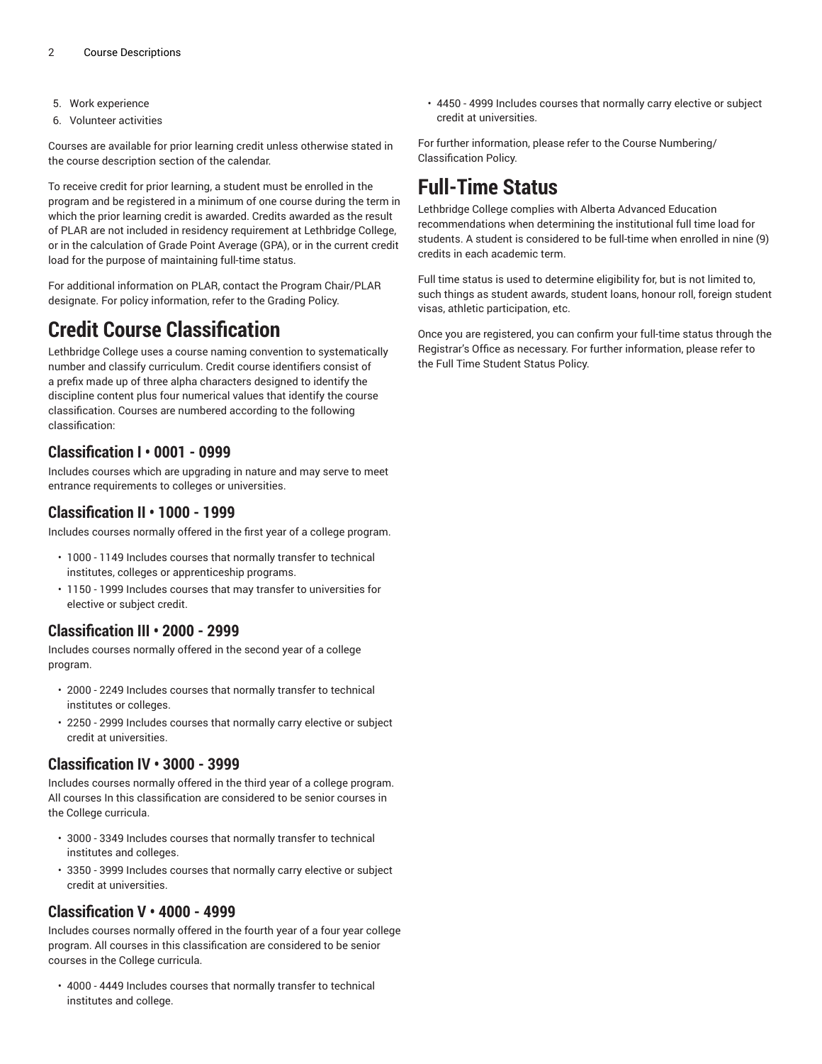5. Work experience
6. Volunteer activities

Courses are available for prior learning credit unless otherwise stated in the course description section of the calendar.

To receive credit for prior learning, a student must be enrolled in the program and be registered in a minimum of one course during the term in which the prior learning credit is awarded. Credits awarded as the result of PLAR are not included in residency requirement at Lethbridge College, or in the calculation of Grade Point Average (GPA), or in the current credit load for the purpose of maintaining full-time status.

For additional information on PLAR, contact the Program Chair/PLAR designate. For policy information, refer to the Grading Policy.

# Credit Course Classification

Lethbridge College uses a course naming convention to systematically number and classify curriculum. Credit course identifiers consist of a prefix made up of three alpha characters designed to identify the discipline content plus four numerical values that identify the course classification. Courses are numbered according to the following classification:

## Classification I • 0001 - 0999

Includes courses which are upgrading in nature and may serve to meet entrance requirements to colleges or universities.

## Classification II • 1000 - 1999

Includes courses normally offered in the first year of a college program.

- 1000 - 1149 Includes courses that normally transfer to technical institutes, colleges or apprenticeship programs.
- 1150 - 1999 Includes courses that may transfer to universities for elective or subject credit.

## Classification III • 2000 - 2999

Includes courses normally offered in the second year of a college program.

- 2000 - 2249 Includes courses that normally transfer to technical institutes or colleges.
- 2250 - 2999 Includes courses that normally carry elective or subject credit at universities.

## Classification IV • 3000 - 3999

Includes courses normally offered in the third year of a college program. All courses In this classification are considered to be senior courses in the College curricula.

- 3000 - 3349 Includes courses that normally transfer to technical institutes and colleges.
- 3350 - 3999 Includes courses that normally carry elective or subject credit at universities.

## Classification V • 4000 - 4999

Includes courses normally offered in the fourth year of a four year college program. All courses in this classification are considered to be senior courses in the College curricula.

- 4000 - 4449 Includes courses that normally transfer to technical institutes and college.
- 4450 - 4999 Includes courses that normally carry elective or subject credit at universities.

For further information, please refer to the Course Numbering/Classification Policy.

# Full-Time Status

Lethbridge College complies with Alberta Advanced Education recommendations when determining the institutional full time load for students. A student is considered to be full-time when enrolled in nine (9) credits in each academic term.

Full time status is used to determine eligibility for, but is not limited to, such things as student awards, student loans, honour roll, foreign student visas, athletic participation, etc.

Once you are registered, you can confirm your full-time status through the Registrar's Office as necessary. For further information, please refer to the Full Time Student Status Policy.